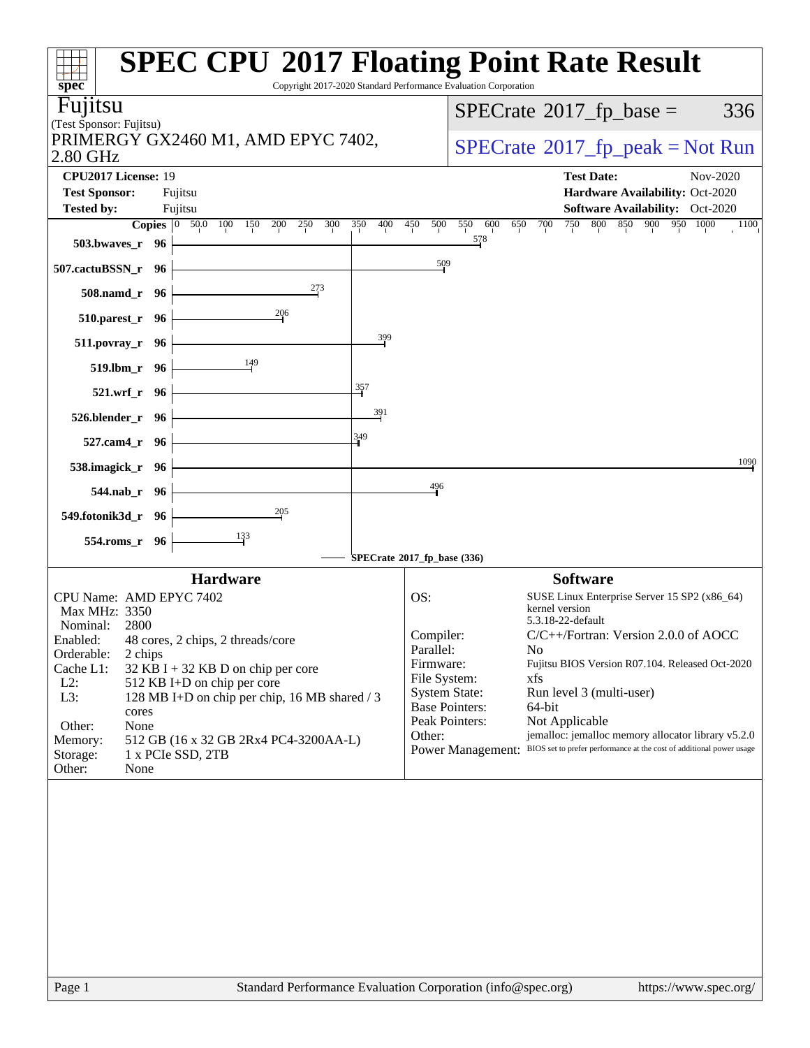# SPEC CPU 2017 Floating Point Rate Result

Copyright 2017-2020 Standard Performance Evaluation Corporation

**Fujitsu**
(Test Sponsor: Fujitsu)
PRIMERGY GX2460 M1, AMD EPYC 7402, 2.80 GHz

SPECrate 2017_fp_base = 336

SPECrate 2017_fp_peak = Not Run

| | | | |
|---|---|---|---|
| **CPU2017 License:** | 19 | **Test Date:** | Nov-2020 |
| **Test Sponsor:** | Fujitsu | **Hardware Availability:** | Oct-2020 |
| **Tested by:** | Fujitsu | **Software Availability:** | Oct-2020 |

| Benchmark | Copies | Base Result |
|---|---|---|
| 503.bwaves_r | 96 | 578 |
| 507.cactuBSSN_r | 96 | 509 |
| 508.namd_r | 96 | 273 |
| 510.parest_r | 96 | 206 |
| 511.povray_r | 96 | 399 |
| 519.lbm_r | 96 | 149 |
| 521.wrf_r | 96 | 357 |
| 526.blender_r | 96 | 391 |
| 527.cam4_r | 96 | 349 |
| 538.imagick_r | 96 | 1090 |
| 544.nab_r | 96 | 496 |
| 549.fotonik3d_r | 96 | 205 |
| 554.roms_r | 96 | 133 |

SPECrate 2017_fp_base (336)

## Hardware

| | |
|---|---|
| CPU Name: | AMD EPYC 7402 |
| Max MHz: | 3350 |
| Nominal: | 2800 |
| Enabled: | 48 cores, 2 chips, 2 threads/core |
| Orderable: | 2 chips |
| Cache L1: | 32 KB I + 32 KB D on chip per core |
| L2: | 512 KB I+D on chip per core |
| L3: | 128 MB I+D on chip per chip, 16 MB shared / 3 cores |
| Other: | None |
| Memory: | 512 GB (16 x 32 GB 2Rx4 PC4-3200AA-L) |
| Storage: | 1 x PCIe SSD, 2TB |
| Other: | None |

## Software

| | |
|---|---|
| OS: | SUSE Linux Enterprise Server 15 SP2 (x86_64) kernel version 5.3.18-22-default |
| Compiler: | C/C++/Fortran: Version 2.0.0 of AOCC |
| Parallel: | No |
| Firmware: | Fujitsu BIOS Version R07.104. Released Oct-2020 |
| File System: | xfs |
| System State: | Run level 3 (multi-user) |
| Base Pointers: | 64-bit |
| Peak Pointers: | Not Applicable |
| Other: | jemalloc: jemalloc memory allocator library v5.2.0 |
| Power Management: | BIOS set to prefer performance at the cost of additional power usage |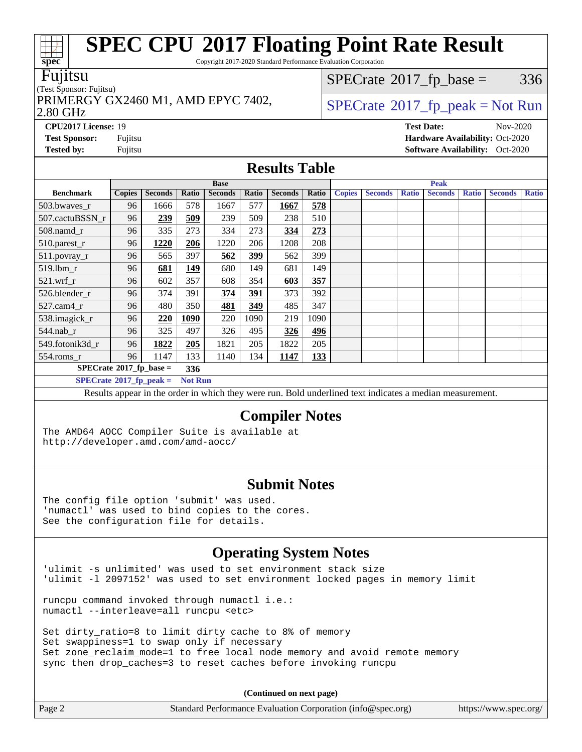# SPEC CPU 2017 Floating Point Rate Result

Copyright 2017-2020 Standard Performance Evaluation Corporation

**Fujitsu**

(Test Sponsor: Fujitsu)

PRIMERGY GX2460 M1, AMD EPYC 7402, 2.80 GHz

SPECrate 2017_fp_base = 336

SPECrate 2017_fp_peak = Not Run

**CPU2017 License:** 19
**Test Sponsor:** Fujitsu
**Tested by:** Fujitsu

**Test Date:** Nov-2020
**Hardware Availability:** Oct-2020
**Software Availability:** Oct-2020

## Results Table

| Benchmark | Base | | | | | | | Peak | | | | | | |
|---|---|---|---|---|---|---|---|---|---|---|---|---|---|---|
| | Copies | Seconds | Ratio | Seconds | Ratio | Seconds | Ratio | Copies | Seconds | Ratio | Seconds | Ratio | Seconds | Ratio |
| 503.bwaves_r | 96 | 1666 | 578 | 1667 | 577 | **1667** | **578** | | | | | | | |
| 507.cactuBSSN_r | 96 | **239** | **509** | 239 | 509 | 238 | 510 | | | | | | | |
| 508.namd_r | 96 | 335 | 273 | 334 | 273 | **334** | **273** | | | | | | | |
| 510.parest_r | 96 | **1220** | **206** | 1220 | 206 | 1208 | 208 | | | | | | | |
| 511.povray_r | 96 | 565 | 397 | **562** | **399** | 562 | 399 | | | | | | | |
| 519.lbm_r | 96 | **681** | **149** | 680 | 149 | 681 | 149 | | | | | | | |
| 521.wrf_r | 96 | 602 | 357 | 608 | 354 | **603** | **357** | | | | | | | |
| 526.blender_r | 96 | 374 | 391 | **374** | **391** | 373 | 392 | | | | | | | |
| 527.cam4_r | 96 | 480 | 350 | **481** | **349** | 485 | 347 | | | | | | | |
| 538.imagick_r | 96 | **220** | **1090** | 220 | 1090 | 219 | 1090 | | | | | | | |
| 544.nab_r | 96 | 325 | 497 | 326 | 495 | **326** | **496** | | | | | | | |
| 549.fotonik3d_r | 96 | **1822** | **205** | 1821 | 205 | 1822 | 205 | | | | | | | |
| 554.roms_r | 96 | 1147 | 133 | 1140 | 134 | **1147** | **133** | | | | | | | |

**SPECrate 2017_fp_base = 336**

**SPECrate 2017_fp_peak = Not Run**

Results appear in the order in which they were run. Bold underlined text indicates a median measurement.

## Compiler Notes

```
The AMD64 AOCC Compiler Suite is available at
http://developer.amd.com/amd-aocc/
```

## Submit Notes

```
The config file option 'submit' was used.
'numactl' was used to bind copies to the cores.
See the configuration file for details.
```

## Operating System Notes

```
'ulimit -s unlimited' was used to set environment stack size
'ulimit -l 2097152' was used to set environment locked pages in memory limit

runcpu command invoked through numactl i.e.:
numactl --interleave=all runcpu <etc>

Set dirty_ratio=8 to limit dirty cache to 8% of memory
Set swappiness=1 to swap only if necessary
Set zone_reclaim_mode=1 to free local node memory and avoid remote memory
sync then drop_caches=3 to reset caches before invoking runcpu
```

**(Continued on next page)**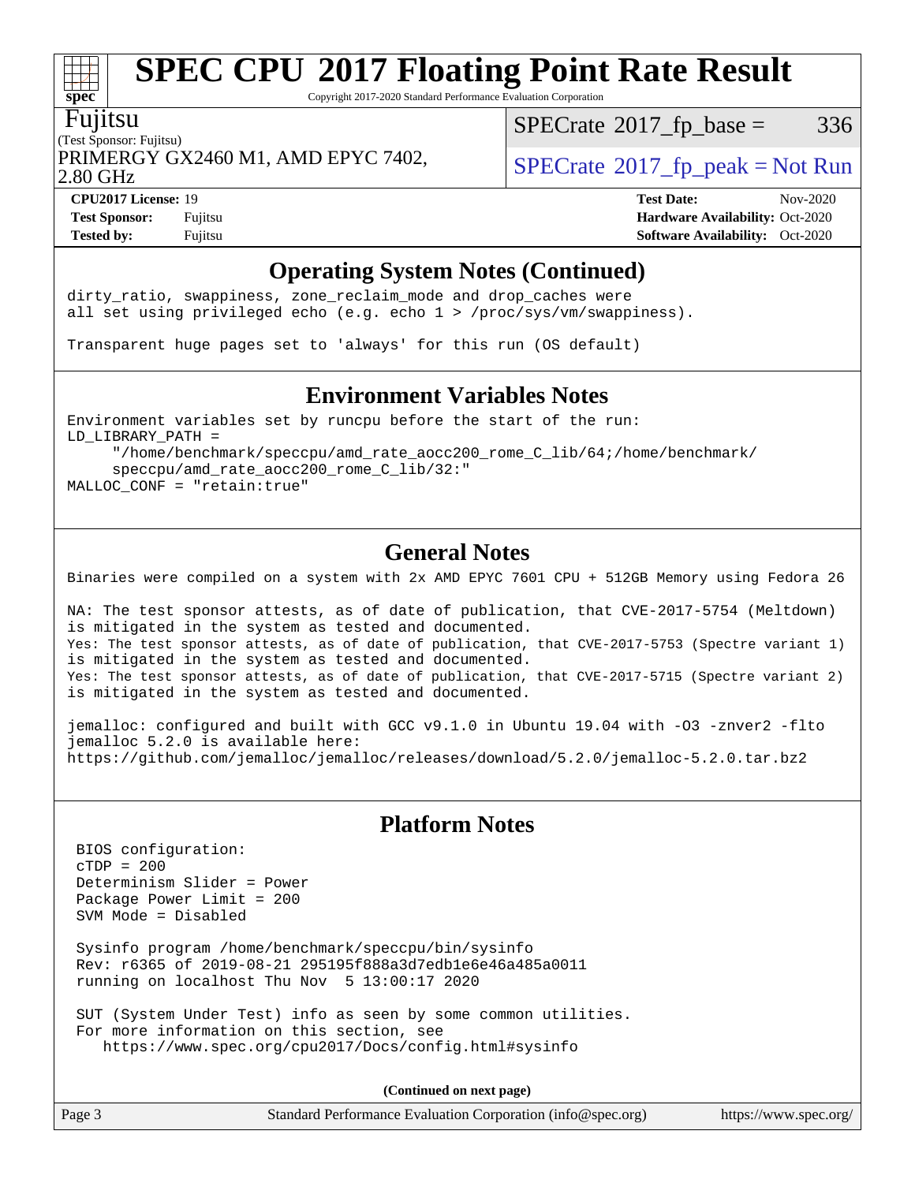# SPEC CPU 2017 Floating Point Rate Result

Copyright 2017-2020 Standard Performance Evaluation Corporation

**Fujitsu**
(Test Sponsor: Fujitsu)
PRIMERGY GX2460 M1, AMD EPYC 7402, 2.80 GHz

SPECrate 2017_fp_base = 336
SPECrate 2017_fp_peak = Not Run

| | | | |
|---|---|---|---|
| **CPU2017 License:** | 19 | **Test Date:** | Nov-2020 |
| **Test Sponsor:** | Fujitsu | **Hardware Availability:** | Oct-2020 |
| **Tested by:** | Fujitsu | **Software Availability:** | Oct-2020 |

## Operating System Notes (Continued)

```
dirty_ratio, swappiness, zone_reclaim_mode and drop_caches were
all set using privileged echo (e.g. echo 1 > /proc/sys/vm/swappiness).

Transparent huge pages set to 'always' for this run (OS default)
```

## Environment Variables Notes

```
Environment variables set by runcpu before the start of the run:
LD_LIBRARY_PATH =
     "/home/benchmark/speccpu/amd_rate_aocc200_rome_C_lib/64;/home/benchmark/
     speccpu/amd_rate_aocc200_rome_C_lib/32:"
MALLOC_CONF = "retain:true"
```

## General Notes

```
Binaries were compiled on a system with 2x AMD EPYC 7601 CPU + 512GB Memory using Fedora 26

NA: The test sponsor attests, as of date of publication, that CVE-2017-5754 (Meltdown)
is mitigated in the system as tested and documented.
Yes: The test sponsor attests, as of date of publication, that CVE-2017-5753 (Spectre variant 1)
is mitigated in the system as tested and documented.
Yes: The test sponsor attests, as of date of publication, that CVE-2017-5715 (Spectre variant 2)
is mitigated in the system as tested and documented.

jemalloc: configured and built with GCC v9.1.0 in Ubuntu 19.04 with -O3 -znver2 -flto
jemalloc 5.2.0 is available here:
https://github.com/jemalloc/jemalloc/releases/download/5.2.0/jemalloc-5.2.0.tar.bz2
```

## Platform Notes

```
BIOS configuration:
cTDP = 200
Determinism Slider = Power
Package Power Limit = 200
SVM Mode = Disabled

Sysinfo program /home/benchmark/speccpu/bin/sysinfo
Rev: r6365 of 2019-08-21 295195f888a3d7edb1e6e46a485a0011
running on localhost Thu Nov  5 13:00:17 2020

SUT (System Under Test) info as seen by some common utilities.
For more information on this section, see
   https://www.spec.org/cpu2017/Docs/config.html#sysinfo
```

**(Continued on next page)**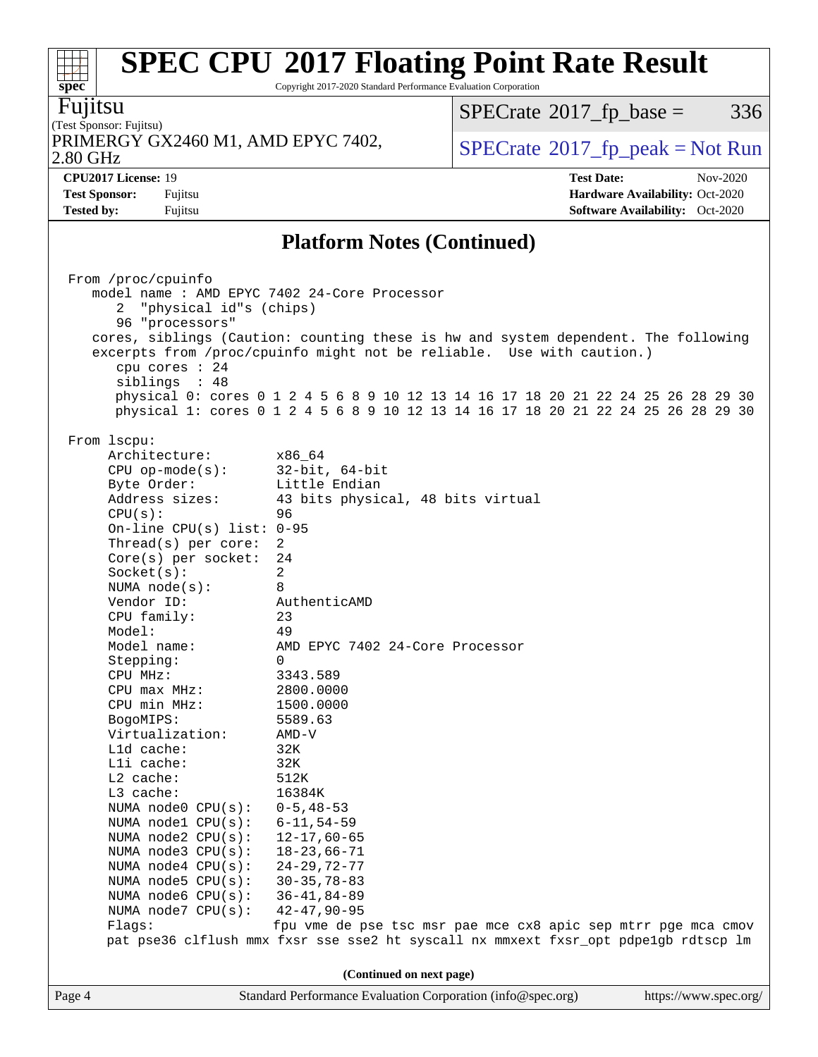## Platform Notes (Continued)

```
From /proc/cpuinfo
   model name : AMD EPYC 7402 24-Core Processor
      2  "physical id"s (chips)
      96 "processors"
   cores, siblings (Caution: counting these is hw and system dependent. The following
   excerpts from /proc/cpuinfo might not be reliable.  Use with caution.)
      cpu cores : 24
      siblings  : 48
      physical 0: cores 0 1 2 4 5 6 8 9 10 12 13 14 16 17 18 20 21 22 24 25 26 28 29 30
      physical 1: cores 0 1 2 4 5 6 8 9 10 12 13 14 16 17 18 20 21 22 24 25 26 28 29 30

From lscpu:
     Architecture:        x86_64
     CPU op-mode(s):      32-bit, 64-bit
     Byte Order:          Little Endian
     Address sizes:       43 bits physical, 48 bits virtual
     CPU(s):              96
     On-line CPU(s) list: 0-95
     Thread(s) per core:  2
     Core(s) per socket:  24
     Socket(s):           2
     NUMA node(s):        8
     Vendor ID:           AuthenticAMD
     CPU family:          23
     Model:               49
     Model name:          AMD EPYC 7402 24-Core Processor
     Stepping:            0
     CPU MHz:             3343.589
     CPU max MHz:         2800.0000
     CPU min MHz:         1500.0000
     BogoMIPS:            5589.63
     Virtualization:      AMD-V
     L1d cache:           32K
     L1i cache:           32K
     L2 cache:            512K
     L3 cache:            16384K
     NUMA node0 CPU(s):   0-5,48-53
     NUMA node1 CPU(s):   6-11,54-59
     NUMA node2 CPU(s):   12-17,60-65
     NUMA node3 CPU(s):   18-23,66-71
     NUMA node4 CPU(s):   24-29,72-77
     NUMA node5 CPU(s):   30-35,78-83
     NUMA node6 CPU(s):   36-41,84-89
     NUMA node7 CPU(s):   42-47,90-95
     Flags:               fpu vme de pse tsc msr pae mce cx8 apic sep mtrr pge mca cmov
     pat pse36 clflush mmx fxsr sse sse2 ht syscall nx mmxext fxsr_opt pdpe1gb rdtscp lm
```

**(Continued on next page)**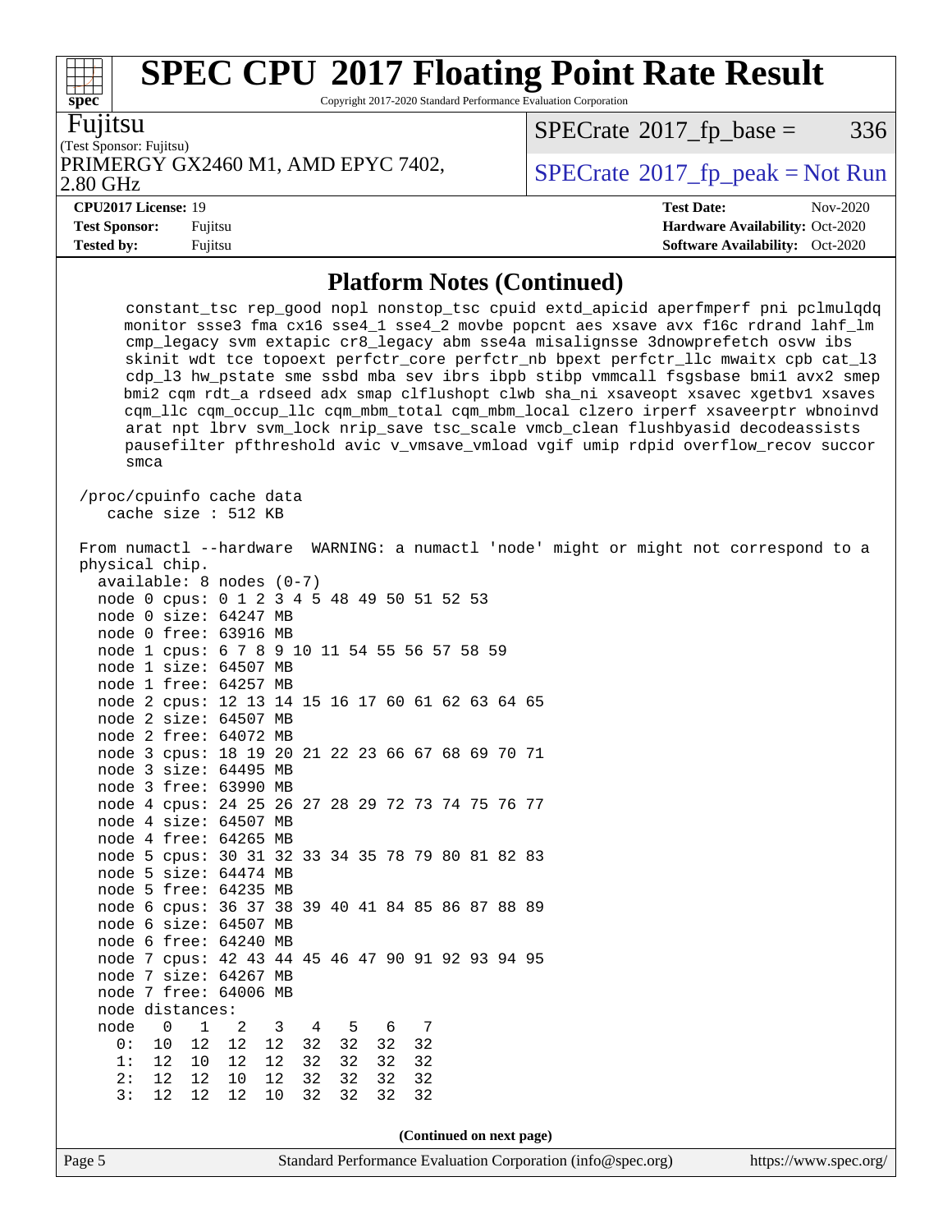# SPEC CPU 2017 Floating Point Rate Result

Copyright 2017-2020 Standard Performance Evaluation Corporation

**Fujitsu**
(Test Sponsor: Fujitsu)
PRIMERGY GX2460 M1, AMD EPYC 7402, 2.80 GHz

SPECrate 2017_fp_base = 336

SPECrate 2017_fp_peak = Not Run

**CPU2017 License:** 19
**Test Sponsor:** Fujitsu
**Tested by:** Fujitsu

**Test Date:** Nov-2020
**Hardware Availability:** Oct-2020
**Software Availability:** Oct-2020

## Platform Notes (Continued)

```
      constant_tsc rep_good nopl nonstop_tsc cpuid extd_apicid aperfmperf pni pclmulqdq
      monitor ssse3 fma cx16 sse4_1 sse4_2 movbe popcnt aes xsave avx f16c rdrand lahf_lm
      cmp_legacy svm extapic cr8_legacy abm sse4a misalignsse 3dnowprefetch osvw ibs
      skinit wdt tce topoext perfctr_core perfctr_nb bpext perfctr_llc mwaitx cpb cat_l3
      cdp_l3 hw_pstate sme ssbd mba sev ibrs ibpb stibp vmmcall fsgsbase bmi1 avx2 smep
      bmi2 cqm rdt_a rdseed adx smap clflushopt clwb sha_ni xsaveopt xsavec xgetbv1 xsaves
      cqm_llc cqm_occup_llc cqm_mbm_total cqm_mbm_local clzero irperf xsaveerptr wbnoinvd
      arat npt lbrv svm_lock nrip_save tsc_scale vmcb_clean flushbyasid decodeassists
      pausefilter pfthreshold avic v_vmsave_vmload vgif umip rdpid overflow_recov succor
      smca

 /proc/cpuinfo cache data
    cache size : 512 KB

 From numactl --hardware  WARNING: a numactl 'node' might or might not correspond to a
 physical chip.
   available: 8 nodes (0-7)
   node 0 cpus: 0 1 2 3 4 5 48 49 50 51 52 53
   node 0 size: 64247 MB
   node 0 free: 63916 MB
   node 1 cpus: 6 7 8 9 10 11 54 55 56 57 58 59
   node 1 size: 64507 MB
   node 1 free: 64257 MB
   node 2 cpus: 12 13 14 15 16 17 60 61 62 63 64 65
   node 2 size: 64507 MB
   node 2 free: 64072 MB
   node 3 cpus: 18 19 20 21 22 23 66 67 68 69 70 71
   node 3 size: 64495 MB
   node 3 free: 63990 MB
   node 4 cpus: 24 25 26 27 28 29 72 73 74 75 76 77
   node 4 size: 64507 MB
   node 4 free: 64265 MB
   node 5 cpus: 30 31 32 33 34 35 78 79 80 81 82 83
   node 5 size: 64474 MB
   node 5 free: 64235 MB
   node 6 cpus: 36 37 38 39 40 41 84 85 86 87 88 89
   node 6 size: 64507 MB
   node 6 free: 64240 MB
   node 7 cpus: 42 43 44 45 46 47 90 91 92 93 94 95
   node 7 size: 64267 MB
   node 7 free: 64006 MB
   node distances:
   node   0   1   2   3   4   5   6   7
     0:  10  12  12  12  32  32  32  32
     1:  12  10  12  12  32  32  32  32
     2:  12  12  10  12  32  32  32  32
     3:  12  12  12  10  32  32  32  32
```

(Continued on next page)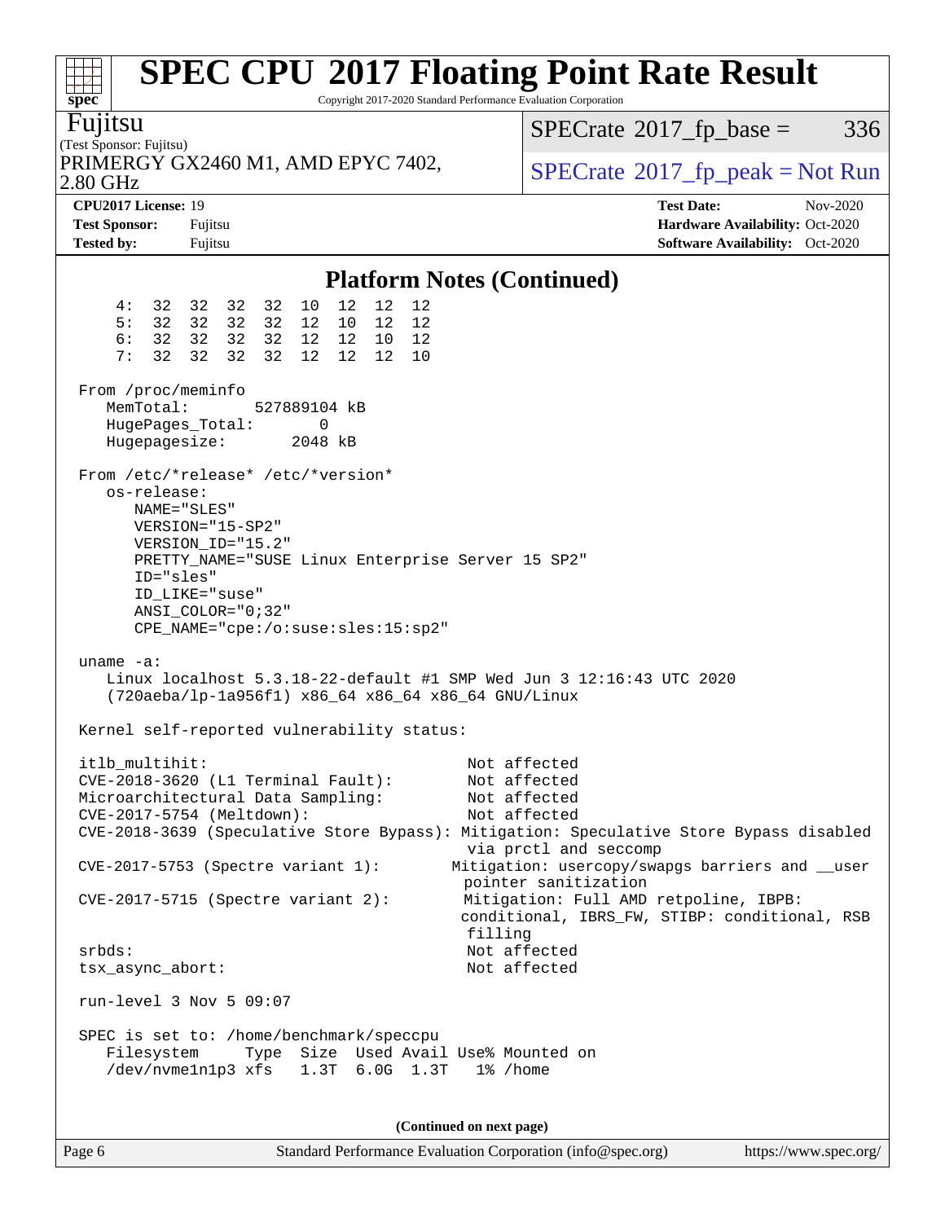# SPEC CPU 2017 Floating Point Rate Result

Copyright 2017-2020 Standard Performance Evaluation Corporation

**Fujitsu**
(Test Sponsor: Fujitsu)
PRIMERGY GX2460 M1, AMD EPYC 7402, 2.80 GHz

SPECrate 2017_fp_base = 336
SPECrate 2017_fp_peak = Not Run

**CPU2017 License:** 19
**Test Sponsor:** Fujitsu
**Tested by:** Fujitsu

**Test Date:** Nov-2020
**Hardware Availability:** Oct-2020
**Software Availability:** Oct-2020

## Platform Notes (Continued)

```
    4:  32  32  32  32  10  12  12  12
    5:  32  32  32  32  12  10  12  12
    6:  32  32  32  32  12  12  10  12
    7:  32  32  32  32  12  12  12  10

From /proc/meminfo
   MemTotal:       527889104 kB
   HugePages_Total:       0
   Hugepagesize:       2048 kB

From /etc/*release* /etc/*version*
   os-release:
      NAME="SLES"
      VERSION="15-SP2"
      VERSION_ID="15.2"
      PRETTY_NAME="SUSE Linux Enterprise Server 15 SP2"
      ID="sles"
      ID_LIKE="suse"
      ANSI_COLOR="0;32"
      CPE_NAME="cpe:/o:suse:sles:15:sp2"

uname -a:
   Linux localhost 5.3.18-22-default #1 SMP Wed Jun 3 12:16:43 UTC 2020
   (720aeba/lp-1a956f1) x86_64 x86_64 x86_64 GNU/Linux

Kernel self-reported vulnerability status:

itlb_multihit:                                   Not affected
CVE-2018-3620 (L1 Terminal Fault):               Not affected
Microarchitectural Data Sampling:                Not affected
CVE-2017-5754 (Meltdown):                        Not affected
CVE-2018-3639 (Speculative Store Bypass): Mitigation: Speculative Store Bypass disabled
                                                 via prctl and seccomp
CVE-2017-5753 (Spectre variant 1):              Mitigation: usercopy/swapgs barriers and __user
                                                 pointer sanitization
CVE-2017-5715 (Spectre variant 2):               Mitigation: Full AMD retpoline, IBPB:
                                                 conditional, IBRS_FW, STIBP: conditional, RSB
                                                 filling
srbds:                                           Not affected
tsx_async_abort:                                 Not affected

run-level 3 Nov 5 09:07

SPEC is set to: /home/benchmark/speccpu
   Filesystem     Type  Size  Used Avail Use% Mounted on
   /dev/nvme1n1p3 xfs   1.3T  6.0G  1.3T   1% /home
```

(Continued on next page)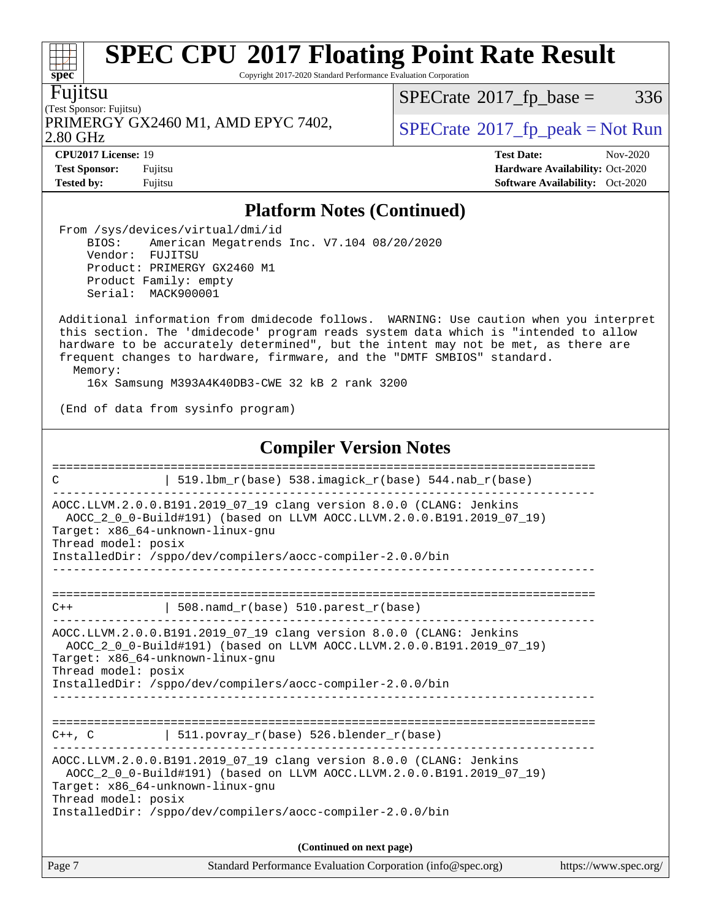## Platform Notes (Continued)

```
From /sys/devices/virtual/dmi/id
    BIOS:    American Megatrends Inc. V7.104 08/20/2020
    Vendor:  FUJITSU
    Product: PRIMERGY GX2460 M1
    Product Family: empty
    Serial:  MACK900001

Additional information from dmidecode follows.  WARNING: Use caution when you interpret
this section. The 'dmidecode' program reads system data which is "intended to allow
hardware to be accurately determined", but the intent may not be met, as there are
frequent changes to hardware, firmware, and the "DMTF SMBIOS" standard.
  Memory:
    16x Samsung M393A4K40DB3-CWE 32 kB 2 rank 3200

(End of data from sysinfo program)
```

## Compiler Version Notes

```
==============================================================================
C               | 519.lbm_r(base) 538.imagick_r(base) 544.nab_r(base)
------------------------------------------------------------------------------
AOCC.LLVM.2.0.0.B191.2019_07_19 clang version 8.0.0 (CLANG: Jenkins
  AOCC_2_0_0-Build#191) (based on LLVM AOCC.LLVM.2.0.0.B191.2019_07_19)
Target: x86_64-unknown-linux-gnu
Thread model: posix
InstalledDir: /sppo/dev/compilers/aocc-compiler-2.0.0/bin
------------------------------------------------------------------------------

==============================================================================
C++             | 508.namd_r(base) 510.parest_r(base)
------------------------------------------------------------------------------
AOCC.LLVM.2.0.0.B191.2019_07_19 clang version 8.0.0 (CLANG: Jenkins
  AOCC_2_0_0-Build#191) (based on LLVM AOCC.LLVM.2.0.0.B191.2019_07_19)
Target: x86_64-unknown-linux-gnu
Thread model: posix
InstalledDir: /sppo/dev/compilers/aocc-compiler-2.0.0/bin
------------------------------------------------------------------------------

==============================================================================
C++, C          | 511.povray_r(base) 526.blender_r(base)
------------------------------------------------------------------------------
AOCC.LLVM.2.0.0.B191.2019_07_19 clang version 8.0.0 (CLANG: Jenkins
  AOCC_2_0_0-Build#191) (based on LLVM AOCC.LLVM.2.0.0.B191.2019_07_19)
Target: x86_64-unknown-linux-gnu
Thread model: posix
InstalledDir: /sppo/dev/compilers/aocc-compiler-2.0.0/bin
```

**(Continued on next page)**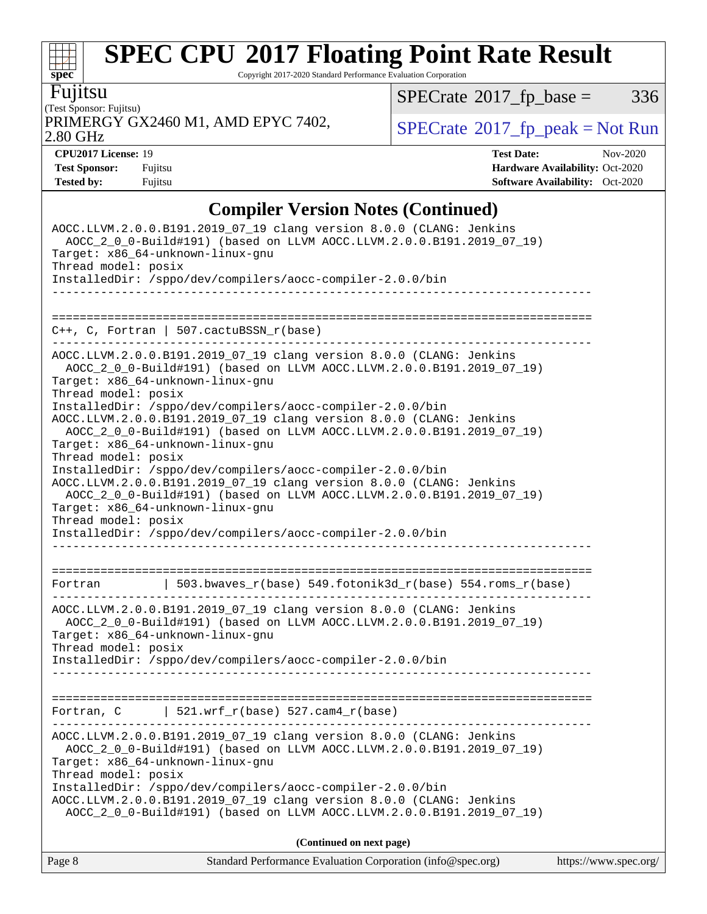## Compiler Version Notes (Continued)

```
AOCC.LLVM.2.0.0.B191.2019_07_19 clang version 8.0.0 (CLANG: Jenkins
  AOCC_2_0_0-Build#191) (based on LLVM AOCC.LLVM.2.0.0.B191.2019_07_19)
Target: x86_64-unknown-linux-gnu
Thread model: posix
InstalledDir: /sppo/dev/compilers/aocc-compiler-2.0.0/bin
------------------------------------------------------------------------------

==============================================================================
C++, C, Fortran | 507.cactuBSSN_r(base)
------------------------------------------------------------------------------
AOCC.LLVM.2.0.0.B191.2019_07_19 clang version 8.0.0 (CLANG: Jenkins
  AOCC_2_0_0-Build#191) (based on LLVM AOCC.LLVM.2.0.0.B191.2019_07_19)
Target: x86_64-unknown-linux-gnu
Thread model: posix
InstalledDir: /sppo/dev/compilers/aocc-compiler-2.0.0/bin
AOCC.LLVM.2.0.0.B191.2019_07_19 clang version 8.0.0 (CLANG: Jenkins
  AOCC_2_0_0-Build#191) (based on LLVM AOCC.LLVM.2.0.0.B191.2019_07_19)
Target: x86_64-unknown-linux-gnu
Thread model: posix
InstalledDir: /sppo/dev/compilers/aocc-compiler-2.0.0/bin
AOCC.LLVM.2.0.0.B191.2019_07_19 clang version 8.0.0 (CLANG: Jenkins
  AOCC_2_0_0-Build#191) (based on LLVM AOCC.LLVM.2.0.0.B191.2019_07_19)
Target: x86_64-unknown-linux-gnu
Thread model: posix
InstalledDir: /sppo/dev/compilers/aocc-compiler-2.0.0/bin
------------------------------------------------------------------------------

==============================================================================
Fortran         | 503.bwaves_r(base) 549.fotonik3d_r(base) 554.roms_r(base)
------------------------------------------------------------------------------
AOCC.LLVM.2.0.0.B191.2019_07_19 clang version 8.0.0 (CLANG: Jenkins
  AOCC_2_0_0-Build#191) (based on LLVM AOCC.LLVM.2.0.0.B191.2019_07_19)
Target: x86_64-unknown-linux-gnu
Thread model: posix
InstalledDir: /sppo/dev/compilers/aocc-compiler-2.0.0/bin
------------------------------------------------------------------------------

==============================================================================
Fortran, C      | 521.wrf_r(base) 527.cam4_r(base)
------------------------------------------------------------------------------
AOCC.LLVM.2.0.0.B191.2019_07_19 clang version 8.0.0 (CLANG: Jenkins
  AOCC_2_0_0-Build#191) (based on LLVM AOCC.LLVM.2.0.0.B191.2019_07_19)
Target: x86_64-unknown-linux-gnu
Thread model: posix
InstalledDir: /sppo/dev/compilers/aocc-compiler-2.0.0/bin
AOCC.LLVM.2.0.0.B191.2019_07_19 clang version 8.0.0 (CLANG: Jenkins
  AOCC_2_0_0-Build#191) (based on LLVM AOCC.LLVM.2.0.0.B191.2019_07_19)
```

**(Continued on next page)**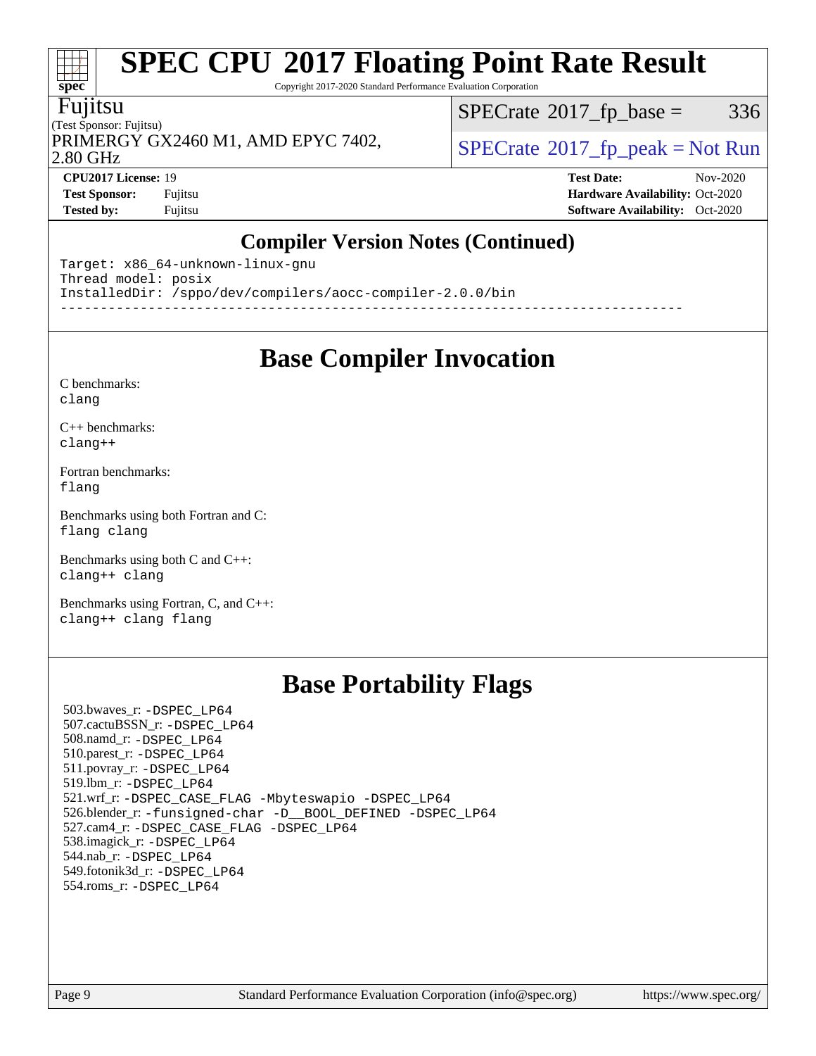# SPEC CPU 2017 Floating Point Rate Result

Copyright 2017-2020 Standard Performance Evaluation Corporation

**Fujitsu**
(Test Sponsor: Fujitsu)
PRIMERGY GX2460 M1, AMD EPYC 7402, 2.80 GHz

SPECrate 2017_fp_base = 336
SPECrate 2017_fp_peak = Not Run

| | | | |
|---|---|---|---|
| **CPU2017 License:** | 19 | **Test Date:** | Nov-2020 |
| **Test Sponsor:** | Fujitsu | **Hardware Availability:** | Oct-2020 |
| **Tested by:** | Fujitsu | **Software Availability:** | Oct-2020 |

## Compiler Version Notes (Continued)

```
Target: x86_64-unknown-linux-gnu
Thread model: posix
InstalledDir: /sppo/dev/compilers/aocc-compiler-2.0.0/bin
------------------------------------------------------------------------------
```

## Base Compiler Invocation

C benchmarks:
clang

C++ benchmarks:
clang++

Fortran benchmarks:
flang

Benchmarks using both Fortran and C:
flang clang

Benchmarks using both C and C++:
clang++ clang

Benchmarks using Fortran, C, and C++:
clang++ clang flang

## Base Portability Flags

503.bwaves_r: -DSPEC_LP64
507.cactuBSSN_r: -DSPEC_LP64
508.namd_r: -DSPEC_LP64
510.parest_r: -DSPEC_LP64
511.povray_r: -DSPEC_LP64
519.lbm_r: -DSPEC_LP64
521.wrf_r: -DSPEC_CASE_FLAG -Mbyteswapio -DSPEC_LP64
526.blender_r: -funsigned-char -D__BOOL_DEFINED -DSPEC_LP64
527.cam4_r: -DSPEC_CASE_FLAG -DSPEC_LP64
538.imagick_r: -DSPEC_LP64
544.nab_r: -DSPEC_LP64
549.fotonik3d_r: -DSPEC_LP64
554.roms_r: -DSPEC_LP64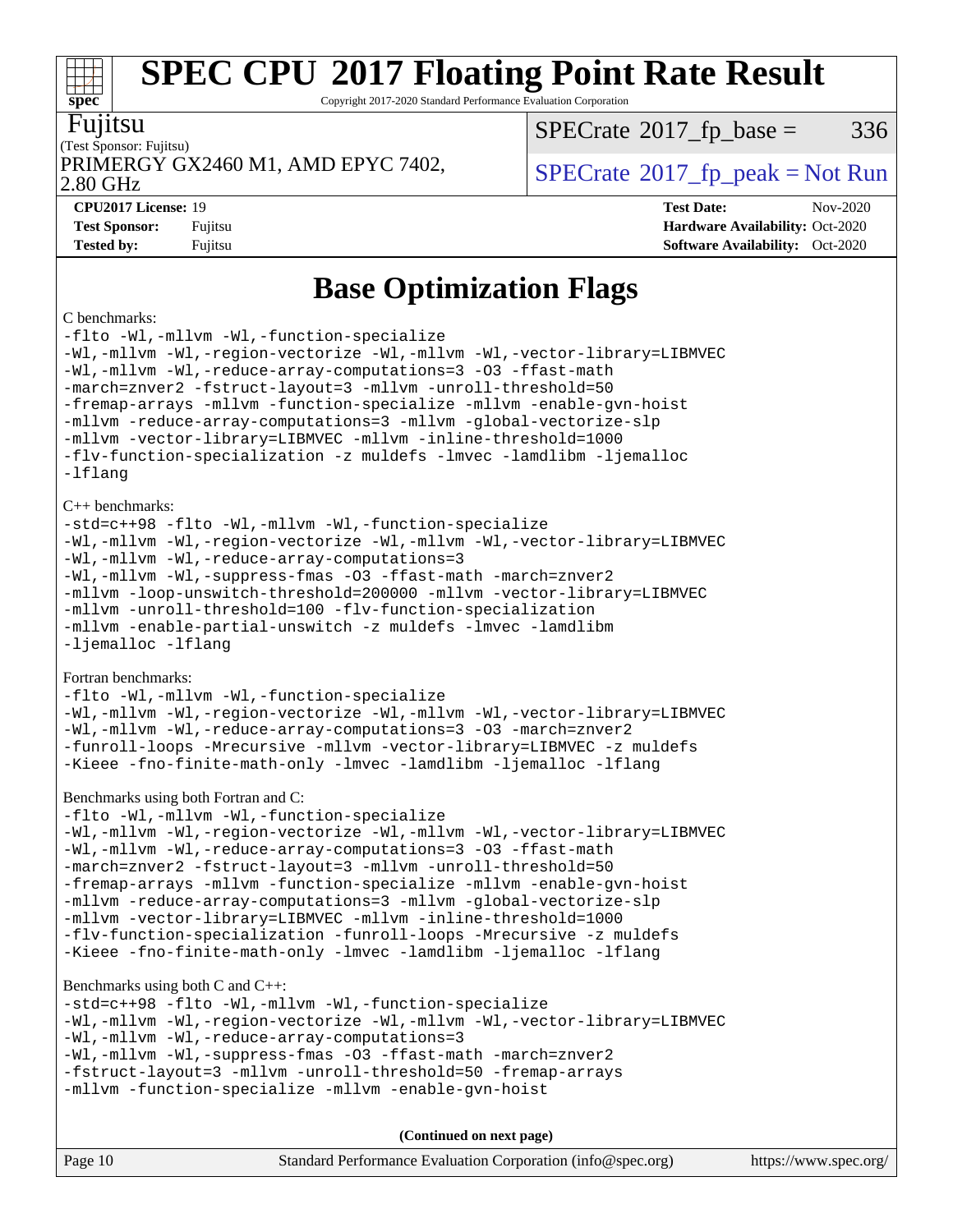# SPEC CPU 2017 Floating Point Rate Result

Copyright 2017-2020 Standard Performance Evaluation Corporation

Fujitsu
(Test Sponsor: Fujitsu)
PRIMERGY GX2460 M1, AMD EPYC 7402, 2.80 GHz

SPECrate 2017_fp_base = 336

SPECrate 2017_fp_peak = Not Run

| | | | |
|---|---|---|---|
| **CPU2017 License:** | 19 | **Test Date:** | Nov-2020 |
| **Test Sponsor:** | Fujitsu | **Hardware Availability:** | Oct-2020 |
| **Tested by:** | Fujitsu | **Software Availability:** | Oct-2020 |

## Base Optimization Flags

C benchmarks:

```
-flto -Wl,-mllvm -Wl,-function-specialize
-Wl,-mllvm -Wl,-region-vectorize -Wl,-mllvm -Wl,-vector-library=LIBMVEC
-Wl,-mllvm -Wl,-reduce-array-computations=3 -O3 -ffast-math
-march=znver2 -fstruct-layout=3 -mllvm -unroll-threshold=50
-fremap-arrays -mllvm -function-specialize -mllvm -enable-gvn-hoist
-mllvm -reduce-array-computations=3 -mllvm -global-vectorize-slp
-mllvm -vector-library=LIBMVEC -mllvm -inline-threshold=1000
-flv-function-specialization -z muldefs -lmvec -lamdlibm -ljemalloc
-lflang
```

C++ benchmarks:

```
-std=c++98 -flto -Wl,-mllvm -Wl,-function-specialize
-Wl,-mllvm -Wl,-region-vectorize -Wl,-mllvm -Wl,-vector-library=LIBMVEC
-Wl,-mllvm -Wl,-reduce-array-computations=3
-Wl,-mllvm -Wl,-suppress-fmas -O3 -ffast-math -march=znver2
-mllvm -loop-unswitch-threshold=200000 -mllvm -vector-library=LIBMVEC
-mllvm -unroll-threshold=100 -flv-function-specialization
-mllvm -enable-partial-unswitch -z muldefs -lmvec -lamdlibm
-ljemalloc -lflang
```

Fortran benchmarks:

```
-flto -Wl,-mllvm -Wl,-function-specialize
-Wl,-mllvm -Wl,-region-vectorize -Wl,-mllvm -Wl,-vector-library=LIBMVEC
-Wl,-mllvm -Wl,-reduce-array-computations=3 -O3 -march=znver2
-funroll-loops -Mrecursive -mllvm -vector-library=LIBMVEC -z muldefs
-Kieee -fno-finite-math-only -lmvec -lamdlibm -ljemalloc -lflang
```

Benchmarks using both Fortran and C:

```
-flto -Wl,-mllvm -Wl,-function-specialize
-Wl,-mllvm -Wl,-region-vectorize -Wl,-mllvm -Wl,-vector-library=LIBMVEC
-Wl,-mllvm -Wl,-reduce-array-computations=3 -O3 -ffast-math
-march=znver2 -fstruct-layout=3 -mllvm -unroll-threshold=50
-fremap-arrays -mllvm -function-specialize -mllvm -enable-gvn-hoist
-mllvm -reduce-array-computations=3 -mllvm -global-vectorize-slp
-mllvm -vector-library=LIBMVEC -mllvm -inline-threshold=1000
-flv-function-specialization -funroll-loops -Mrecursive -z muldefs
-Kieee -fno-finite-math-only -lmvec -lamdlibm -ljemalloc -lflang
```

Benchmarks using both C and C++:

```
-std=c++98 -flto -Wl,-mllvm -Wl,-function-specialize
-Wl,-mllvm -Wl,-region-vectorize -Wl,-mllvm -Wl,-vector-library=LIBMVEC
-Wl,-mllvm -Wl,-reduce-array-computations=3
-Wl,-mllvm -Wl,-suppress-fmas -O3 -ffast-math -march=znver2
-fstruct-layout=3 -mllvm -unroll-threshold=50 -fremap-arrays
-mllvm -function-specialize -mllvm -enable-gvn-hoist
```

**(Continued on next page)**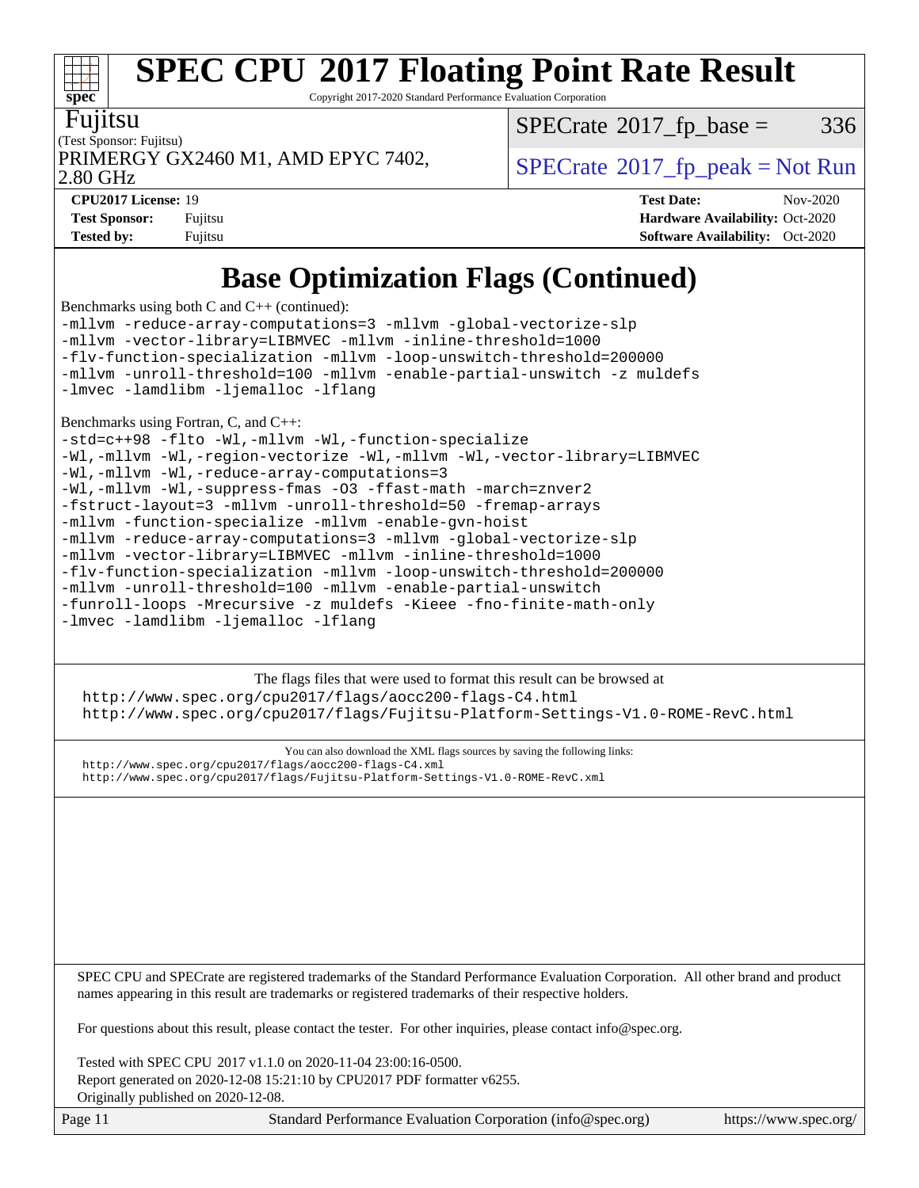# SPEC CPU 2017 Floating Point Rate Result

Copyright 2017-2020 Standard Performance Evaluation Corporation

Fujitsu
(Test Sponsor: Fujitsu)
PRIMERGY GX2460 M1, AMD EPYC 7402, 2.80 GHz

SPECrate 2017_fp_base = 336

SPECrate 2017_fp_peak = Not Run

**CPU2017 License:** 19
**Test Sponsor:** Fujitsu
**Tested by:** Fujitsu

**Test Date:** Nov-2020
**Hardware Availability:** Oct-2020
**Software Availability:** Oct-2020

## Base Optimization Flags (Continued)

Benchmarks using both C and C++ (continued):

```
-mllvm -reduce-array-computations=3 -mllvm -global-vectorize-slp
-mllvm -vector-library=LIBMVEC -mllvm -inline-threshold=1000
-flv-function-specialization -mllvm -loop-unswitch-threshold=200000
-mllvm -unroll-threshold=100 -mllvm -enable-partial-unswitch -z muldefs
-lmvec -lamdlibm -ljemalloc -lflang
```

Benchmarks using Fortran, C, and C++:

```
-std=c++98 -flto -Wl,-mllvm -Wl,-function-specialize
-Wl,-mllvm -Wl,-region-vectorize -Wl,-mllvm -Wl,-vector-library=LIBMVEC
-Wl,-mllvm -Wl,-reduce-array-computations=3
-Wl,-mllvm -Wl,-suppress-fmas -O3 -ffast-math -march=znver2
-fstruct-layout=3 -mllvm -unroll-threshold=50 -fremap-arrays
-mllvm -function-specialize -mllvm -enable-gvn-hoist
-mllvm -reduce-array-computations=3 -mllvm -global-vectorize-slp
-mllvm -vector-library=LIBMVEC -mllvm -inline-threshold=1000
-flv-function-specialization -mllvm -loop-unswitch-threshold=200000
-mllvm -unroll-threshold=100 -mllvm -enable-partial-unswitch
-funroll-loops -Mrecursive -z muldefs -Kieee -fno-finite-math-only
-lmvec -lamdlibm -ljemalloc -lflang
```

The flags files that were used to format this result can be browsed at
http://www.spec.org/cpu2017/flags/aocc200-flags-C4.html
http://www.spec.org/cpu2017/flags/Fujitsu-Platform-Settings-V1.0-ROME-RevC.html

You can also download the XML flags sources by saving the following links:
http://www.spec.org/cpu2017/flags/aocc200-flags-C4.xml
http://www.spec.org/cpu2017/flags/Fujitsu-Platform-Settings-V1.0-ROME-RevC.xml

SPEC CPU and SPECrate are registered trademarks of the Standard Performance Evaluation Corporation. All other brand and product names appearing in this result are trademarks or registered trademarks of their respective holders.

For questions about this result, please contact the tester. For other inquiries, please contact info@spec.org.

Tested with SPEC CPU 2017 v1.1.0 on 2020-11-04 23:00:16-0500.
Report generated on 2020-12-08 15:21:10 by CPU2017 PDF formatter v6255.
Originally published on 2020-12-08.